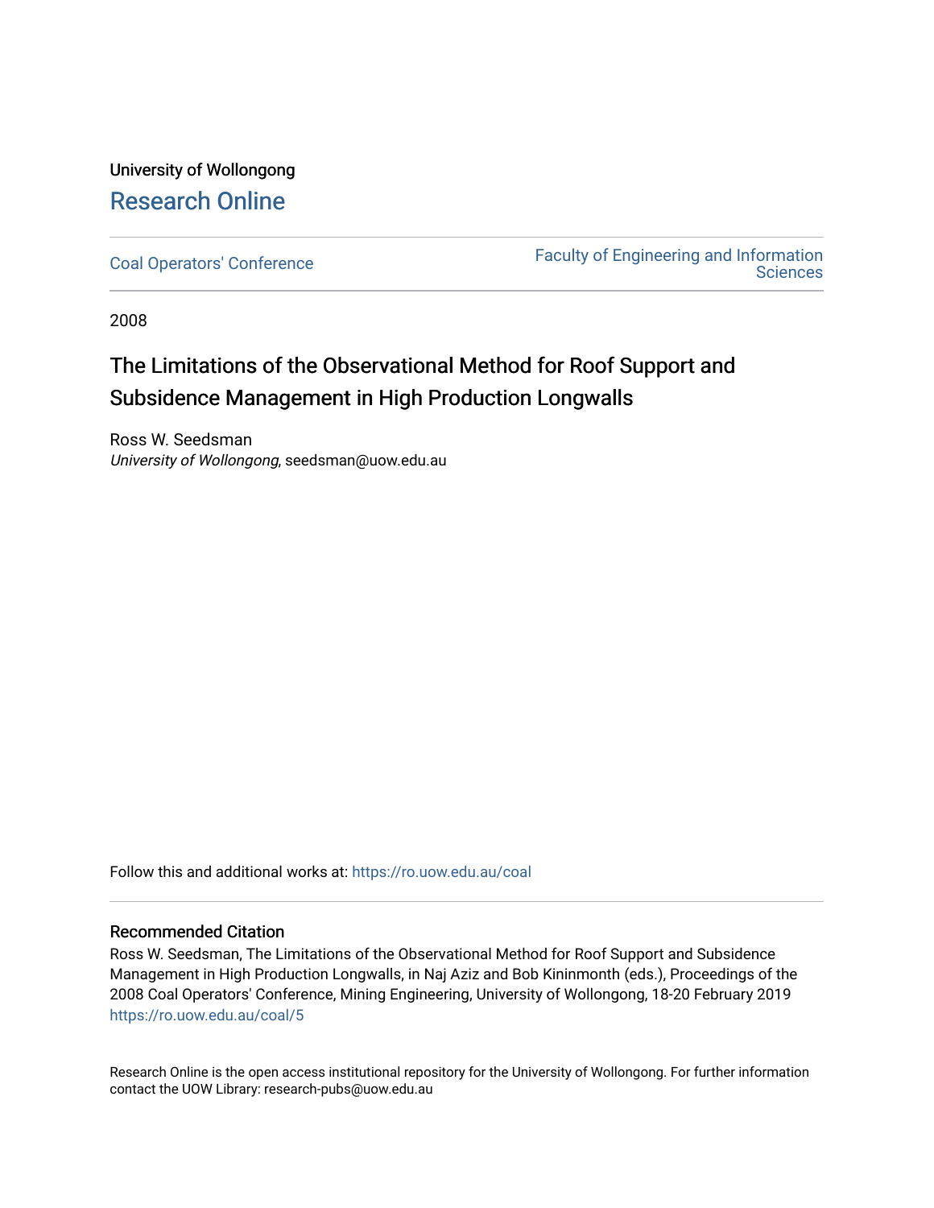University of Wollongong

# Research Online

Coal Operators' Conference

Faculty of Engineering and Information Sciences

2008

## The Limitations of the Observational Method for Roof Support and Subsidence Management in High Production Longwalls

Ross W. Seedsman
*University of Wollongong*, seedsman@uow.edu.au

Follow this and additional works at: https://ro.uow.edu.au/coal

### Recommended Citation

Ross W. Seedsman, The Limitations of the Observational Method for Roof Support and Subsidence Management in High Production Longwalls, in Naj Aziz and Bob Kininmonth (eds.), Proceedings of the 2008 Coal Operators' Conference, Mining Engineering, University of Wollongong, 18-20 February 2019
https://ro.uow.edu.au/coal/5

Research Online is the open access institutional repository for the University of Wollongong. For further information contact the UOW Library: research-pubs@uow.edu.au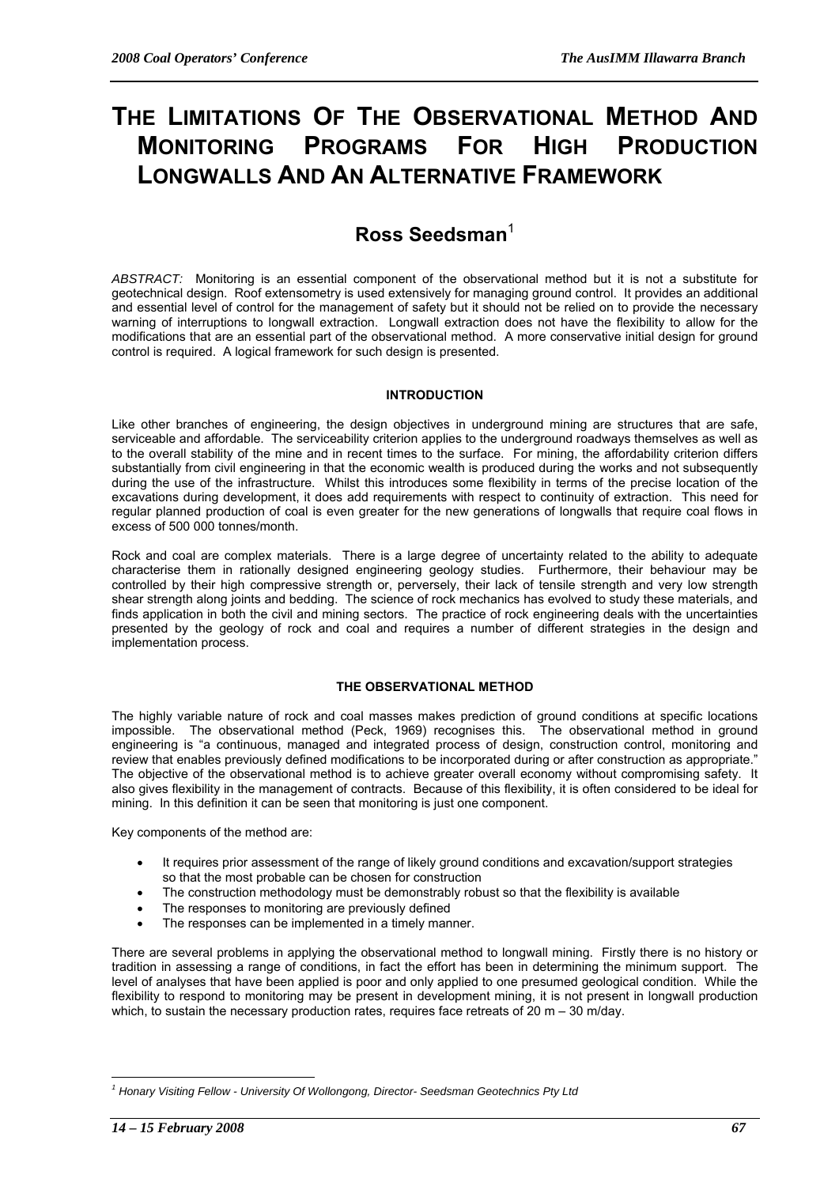# The Limitations Of The Observational Method And Monitoring Programs For High Production Longwalls And An Alternative Framework

## Ross Seedsman[1]

*ABSTRACT:* Monitoring is an essential component of the observational method but it is not a substitute for geotechnical design. Roof extensometry is used extensively for managing ground control. It provides an additional and essential level of control for the management of safety but it should not be relied on to provide the necessary warning of interruptions to longwall extraction. Longwall extraction does not have the flexibility to allow for the modifications that are an essential part of the observational method. A more conservative initial design for ground control is required. A logical framework for such design is presented.

### INTRODUCTION

Like other branches of engineering, the design objectives in underground mining are structures that are safe, serviceable and affordable. The serviceability criterion applies to the underground roadways themselves as well as to the overall stability of the mine and in recent times to the surface. For mining, the affordability criterion differs substantially from civil engineering in that the economic wealth is produced during the works and not subsequently during the use of the infrastructure. Whilst this introduces some flexibility in terms of the precise location of the excavations during development, it does add requirements with respect to continuity of extraction. This need for regular planned production of coal is even greater for the new generations of longwalls that require coal flows in excess of 500 000 tonnes/month.

Rock and coal are complex materials. There is a large degree of uncertainty related to the ability to adequate characterise them in rationally designed engineering geology studies. Furthermore, their behaviour may be controlled by their high compressive strength or, perversely, their lack of tensile strength and very low strength shear strength along joints and bedding. The science of rock mechanics has evolved to study these materials, and finds application in both the civil and mining sectors. The practice of rock engineering deals with the uncertainties presented by the geology of rock and coal and requires a number of different strategies in the design and implementation process.

### THE OBSERVATIONAL METHOD

The highly variable nature of rock and coal masses makes prediction of ground conditions at specific locations impossible. The observational method (Peck, 1969) recognises this. The observational method in ground engineering is "a continuous, managed and integrated process of design, construction control, monitoring and review that enables previously defined modifications to be incorporated during or after construction as appropriate." The objective of the observational method is to achieve greater overall economy without compromising safety. It also gives flexibility in the management of contracts. Because of this flexibility, it is often considered to be ideal for mining. In this definition it can be seen that monitoring is just one component.

Key components of the method are:

- It requires prior assessment of the range of likely ground conditions and excavation/support strategies so that the most probable can be chosen for construction
- The construction methodology must be demonstrably robust so that the flexibility is available
- The responses to monitoring are previously defined
- The responses can be implemented in a timely manner.

There are several problems in applying the observational method to longwall mining. Firstly there is no history or tradition in assessing a range of conditions, in fact the effort has been in determining the minimum support. The level of analyses that have been applied is poor and only applied to one presumed geological condition. While the flexibility to respond to monitoring may be present in development mining, it is not present in longwall production which, to sustain the necessary production rates, requires face retreats of 20 m – 30 m/day.

---

[1] *Honary Visiting Fellow - University Of Wollongong, Director- Seedsman Geotechnics Pty Ltd*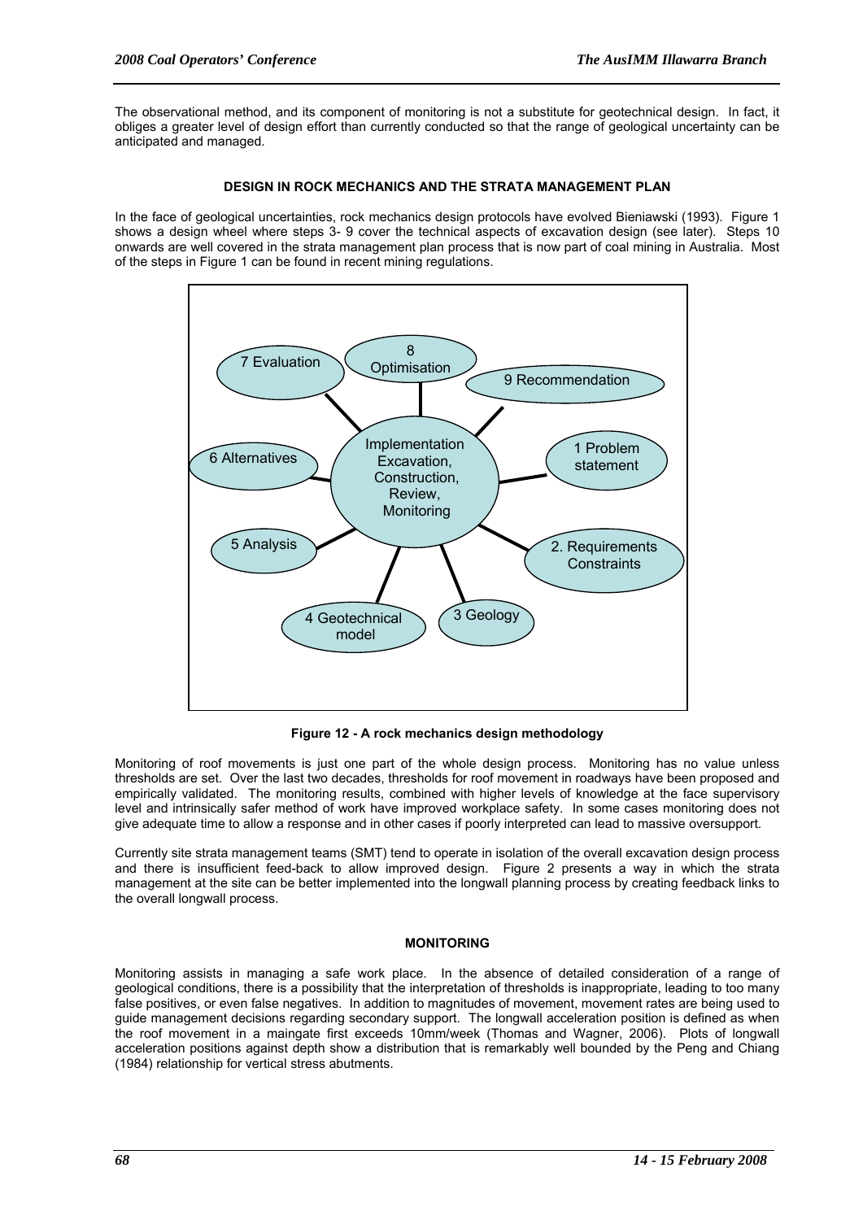The observational method, and its component of monitoring is not a substitute for geotechnical design. In fact, it obliges a greater level of design effort than currently conducted so that the range of geological uncertainty can be anticipated and managed.

## DESIGN IN ROCK MECHANICS AND THE STRATA MANAGEMENT PLAN

In the face of geological uncertainties, rock mechanics design protocols have evolved Bieniawski (1993). Figure 1 shows a design wheel where steps 3- 9 cover the technical aspects of excavation design (see later). Steps 10 onwards are well covered in the strata management plan process that is now part of coal mining in Australia. Most of the steps in Figure 1 can be found in recent mining regulations.

**Figure 12 - A rock mechanics design methodology**

Monitoring of roof movements is just one part of the whole design process. Monitoring has no value unless thresholds are set. Over the last two decades, thresholds for roof movement in roadways have been proposed and empirically validated. The monitoring results, combined with higher levels of knowledge at the face supervisory level and intrinsically safer method of work have improved workplace safety. In some cases monitoring does not give adequate time to allow a response and in other cases if poorly interpreted can lead to massive oversupport.

Currently site strata management teams (SMT) tend to operate in isolation of the overall excavation design process and there is insufficient feed-back to allow improved design. Figure 2 presents a way in which the strata management at the site can be better implemented into the longwall planning process by creating feedback links to the overall longwall process.

## MONITORING

Monitoring assists in managing a safe work place. In the absence of detailed consideration of a range of geological conditions, there is a possibility that the interpretation of thresholds is inappropriate, leading to too many false positives, or even false negatives. In addition to magnitudes of movement, movement rates are being used to guide management decisions regarding secondary support. The longwall acceleration position is defined as when the roof movement in a maingate first exceeds 10mm/week (Thomas and Wagner, 2006). Plots of longwall acceleration positions against depth show a distribution that is remarkably well bounded by the Peng and Chiang (1984) relationship for vertical stress abutments.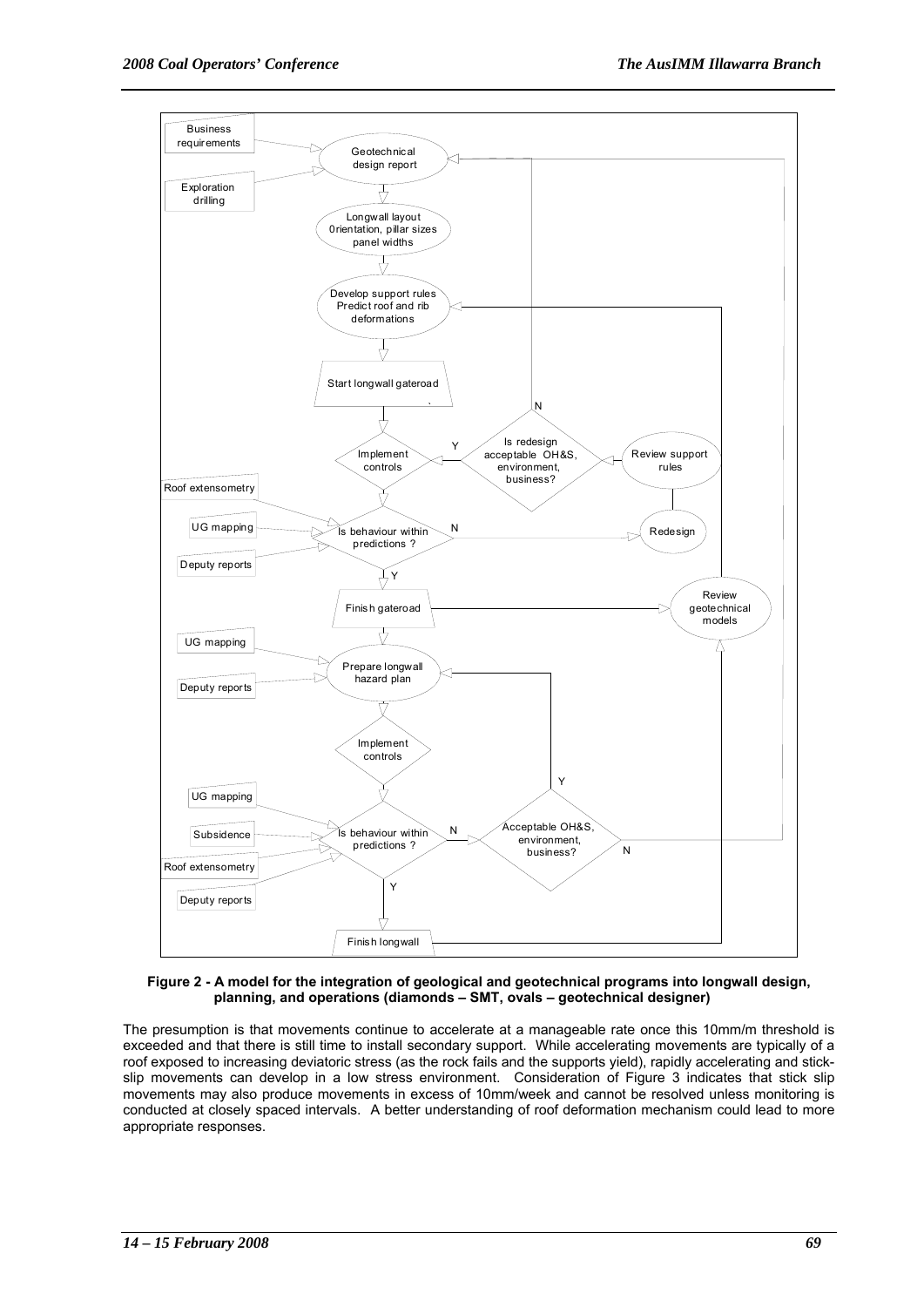**Figure 2 - A model for the integration of geological and geotechnical programs into longwall design, planning, and operations (diamonds – SMT, ovals – geotechnical designer)**

The presumption is that movements continue to accelerate at a manageable rate once this 10mm/m threshold is exceeded and that there is still time to install secondary support. While accelerating movements are typically of a roof exposed to increasing deviatoric stress (as the rock fails and the supports yield), rapidly accelerating and stick-slip movements can develop in a low stress environment. Consideration of Figure 3 indicates that stick slip movements may also produce movements in excess of 10mm/week and cannot be resolved unless monitoring is conducted at closely spaced intervals. A better understanding of roof deformation mechanism could lead to more appropriate responses.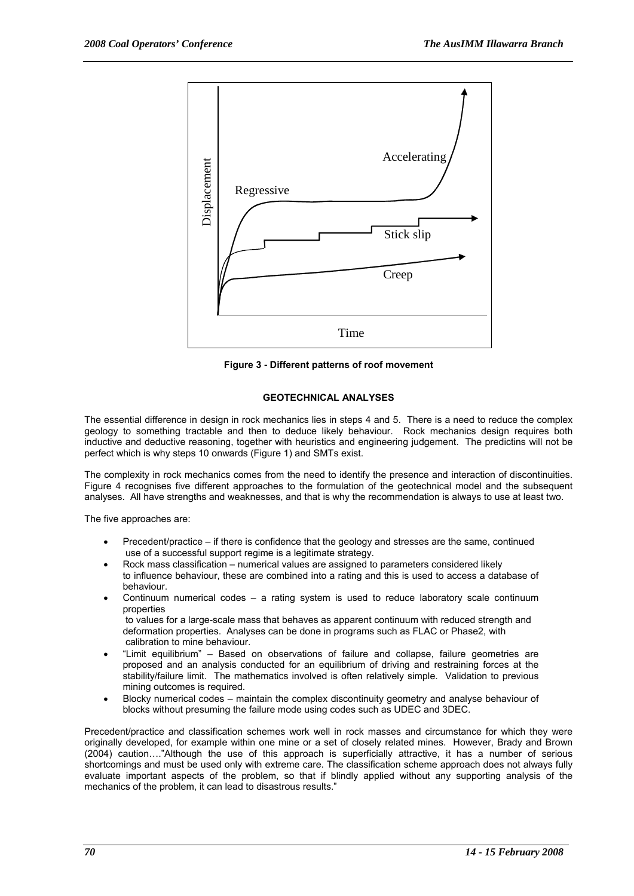Figure 3 - Different patterns of roof movement

## GEOTECHNICAL ANALYSES

The essential difference in design in rock mechanics lies in steps 4 and 5. There is a need to reduce the complex geology to something tractable and then to deduce likely behaviour. Rock mechanics design requires both inductive and deductive reasoning, together with heuristics and engineering judgement. The predictins will not be perfect which is why steps 10 onwards (Figure 1) and SMTs exist.

The complexity in rock mechanics comes from the need to identify the presence and interaction of discontinuities. Figure 4 recognises five different approaches to the formulation of the geotechnical model and the subsequent analyses. All have strengths and weaknesses, and that is why the recommendation is always to use at least two.

The five approaches are:

- Precedent/practice – if there is confidence that the geology and stresses are the same, continued use of a successful support regime is a legitimate strategy.
- Rock mass classification – numerical values are assigned to parameters considered likely to influence behaviour, these are combined into a rating and this is used to access a database of behaviour.
- Continuum numerical codes – a rating system is used to reduce laboratory scale continuum properties to values for a large-scale mass that behaves as apparent continuum with reduced strength and deformation properties. Analyses can be done in programs such as FLAC or Phase2, with calibration to mine behaviour.
- "Limit equilibrium" – Based on observations of failure and collapse, failure geometries are proposed and an analysis conducted for an equilibrium of driving and restraining forces at the stability/failure limit. The mathematics involved is often relatively simple. Validation to previous mining outcomes is required.
- Blocky numerical codes – maintain the complex discontinuity geometry and analyse behaviour of blocks without presuming the failure mode using codes such as UDEC and 3DEC.

Precedent/practice and classification schemes work well in rock masses and circumstance for which they were originally developed, for example within one mine or a set of closely related mines. However, Brady and Brown (2004) caution…."Although the use of this approach is superficially attractive, it has a number of serious shortcomings and must be used only with extreme care. The classification scheme approach does not always fully evaluate important aspects of the problem, so that if blindly applied without any supporting analysis of the mechanics of the problem, it can lead to disastrous results."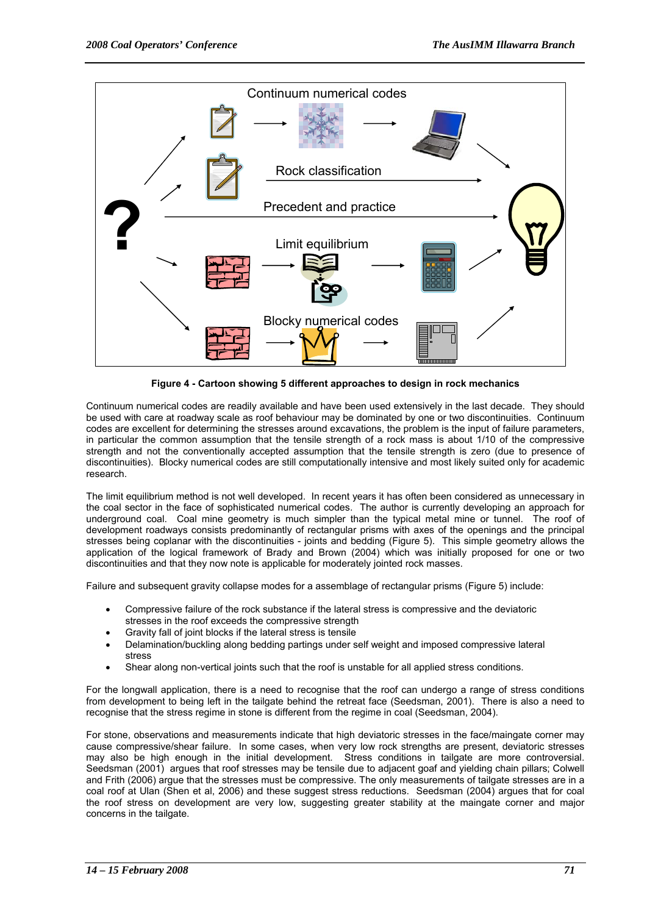Figure 4 - Cartoon showing 5 different approaches to design in rock mechanics

Continuum numerical codes are readily available and have been used extensively in the last decade. They should be used with care at roadway scale as roof behaviour may be dominated by one or two discontinuities. Continuum codes are excellent for determining the stresses around excavations, the problem is the input of failure parameters, in particular the common assumption that the tensile strength of a rock mass is about 1/10 of the compressive strength and not the conventionally accepted assumption that the tensile strength is zero (due to presence of discontinuities). Blocky numerical codes are still computationally intensive and most likely suited only for academic research.

The limit equilibrium method is not well developed. In recent years it has often been considered as unnecessary in the coal sector in the face of sophisticated numerical codes. The author is currently developing an approach for underground coal. Coal mine geometry is much simpler than the typical metal mine or tunnel. The roof of development roadways consists predominantly of rectangular prisms with axes of the openings and the principal stresses being coplanar with the discontinuities - joints and bedding (Figure 5). This simple geometry allows the application of the logical framework of Brady and Brown (2004) which was initially proposed for one or two discontinuities and that they now note is applicable for moderately jointed rock masses.

Failure and subsequent gravity collapse modes for a assemblage of rectangular prisms (Figure 5) include:

- Compressive failure of the rock substance if the lateral stress is compressive and the deviatoric stresses in the roof exceeds the compressive strength
- Gravity fall of joint blocks if the lateral stress is tensile
- Delamination/buckling along bedding partings under self weight and imposed compressive lateral stress
- Shear along non-vertical joints such that the roof is unstable for all applied stress conditions.

For the longwall application, there is a need to recognise that the roof can undergo a range of stress conditions from development to being left in the tailgate behind the retreat face (Seedsman, 2001). There is also a need to recognise that the stress regime in stone is different from the regime in coal (Seedsman, 2004).

For stone, observations and measurements indicate that high deviatoric stresses in the face/maingate corner may cause compressive/shear failure. In some cases, when very low rock strengths are present, deviatoric stresses may also be high enough in the initial development. Stress conditions in tailgate are more controversial. Seedsman (2001) argues that roof stresses may be tensile due to adjacent goaf and yielding chain pillars; Colwell and Frith (2006) argue that the stresses must be compressive. The only measurements of tailgate stresses are in a coal roof at Ulan (Shen et al, 2006) and these suggest stress reductions. Seedsman (2004) argues that for coal the roof stress on development are very low, suggesting greater stability at the maingate corner and major concerns in the tailgate.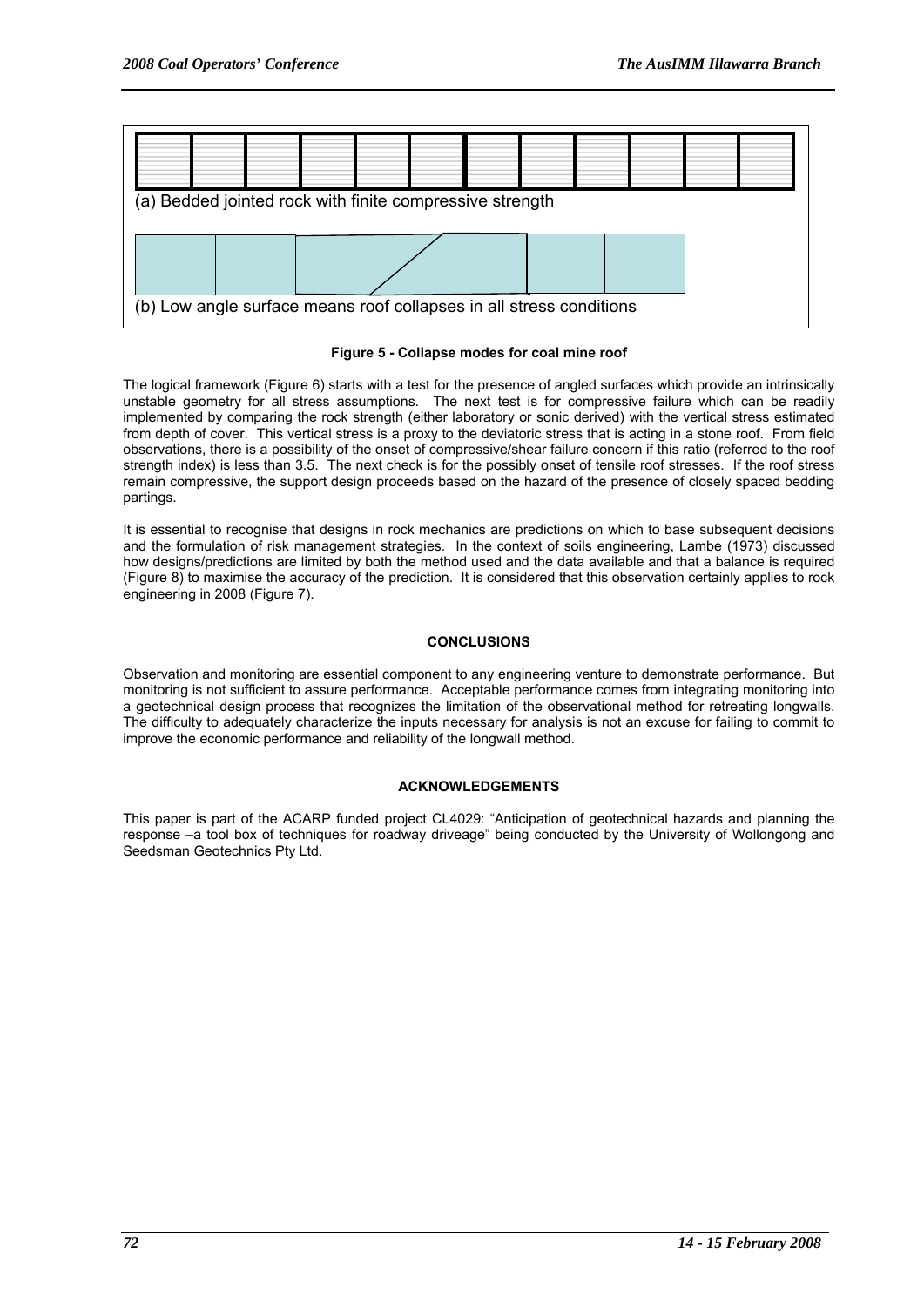(a) Bedded jointed rock with finite compressive strength

(b) Low angle surface means roof collapses in all stress conditions

**Figure 5 - Collapse modes for coal mine roof**

The logical framework (Figure 6) starts with a test for the presence of angled surfaces which provide an intrinsically unstable geometry for all stress assumptions. The next test is for compressive failure which can be readily implemented by comparing the rock strength (either laboratory or sonic derived) with the vertical stress estimated from depth of cover. This vertical stress is a proxy to the deviatoric stress that is acting in a stone roof. From field observations, there is a possibility of the onset of compressive/shear failure concern if this ratio (referred to the roof strength index) is less than 3.5. The next check is for the possibly onset of tensile roof stresses. If the roof stress remain compressive, the support design proceeds based on the hazard of the presence of closely spaced bedding partings.

It is essential to recognise that designs in rock mechanics are predictions on which to base subsequent decisions and the formulation of risk management strategies. In the context of soils engineering, Lambe (1973) discussed how designs/predictions are limited by both the method used and the data available and that a balance is required (Figure 8) to maximise the accuracy of the prediction. It is considered that this observation certainly applies to rock engineering in 2008 (Figure 7).

## CONCLUSIONS

Observation and monitoring are essential component to any engineering venture to demonstrate performance. But monitoring is not sufficient to assure performance. Acceptable performance comes from integrating monitoring into a geotechnical design process that recognizes the limitation of the observational method for retreating longwalls. The difficulty to adequately characterize the inputs necessary for analysis is not an excuse for failing to commit to improve the economic performance and reliability of the longwall method.

## ACKNOWLEDGEMENTS

This paper is part of the ACARP funded project CL4029: "Anticipation of geotechnical hazards and planning the response –a tool box of techniques for roadway driveage" being conducted by the University of Wollongong and Seedsman Geotechnics Pty Ltd.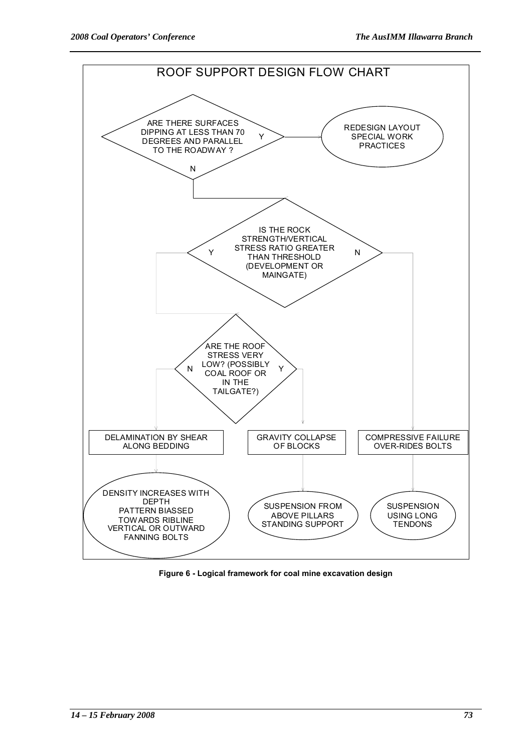ROOF SUPPORT DESIGN FLOW CHART

ARE THERE SURFACES DIPPING AT LESS THAN 70 DEGREES AND PARALLEL TO THE ROADWAY ?

Y → REDESIGN LAYOUT SPECIAL WORK PRACTICES

N → IS THE ROCK STRENGTH/VERTICAL STRESS RATIO GREATER THAN THRESHOLD (DEVELOPMENT OR MAINGATE)

- N → COMPRESSIVE FAILURE OVER-RIDES BOLTS → SUSPENSION USING LONG TENDONS
- Y → ARE THE ROOF STRESS VERY LOW? (POSSIBLY COAL ROOF OR IN THE TAILGATE?)
  - N → DELAMINATION BY SHEAR ALONG BEDDING → DENSITY INCREASES WITH DEPTH PATTERN BIASSED TOWARDS RIBLINE VERTICAL OR OUTWARD FANNING BOLTS
  - Y → GRAVITY COLLAPSE OF BLOCKS → SUSPENSION FROM ABOVE PILLARS STANDING SUPPORT

**Figure 6 - Logical framework for coal mine excavation design**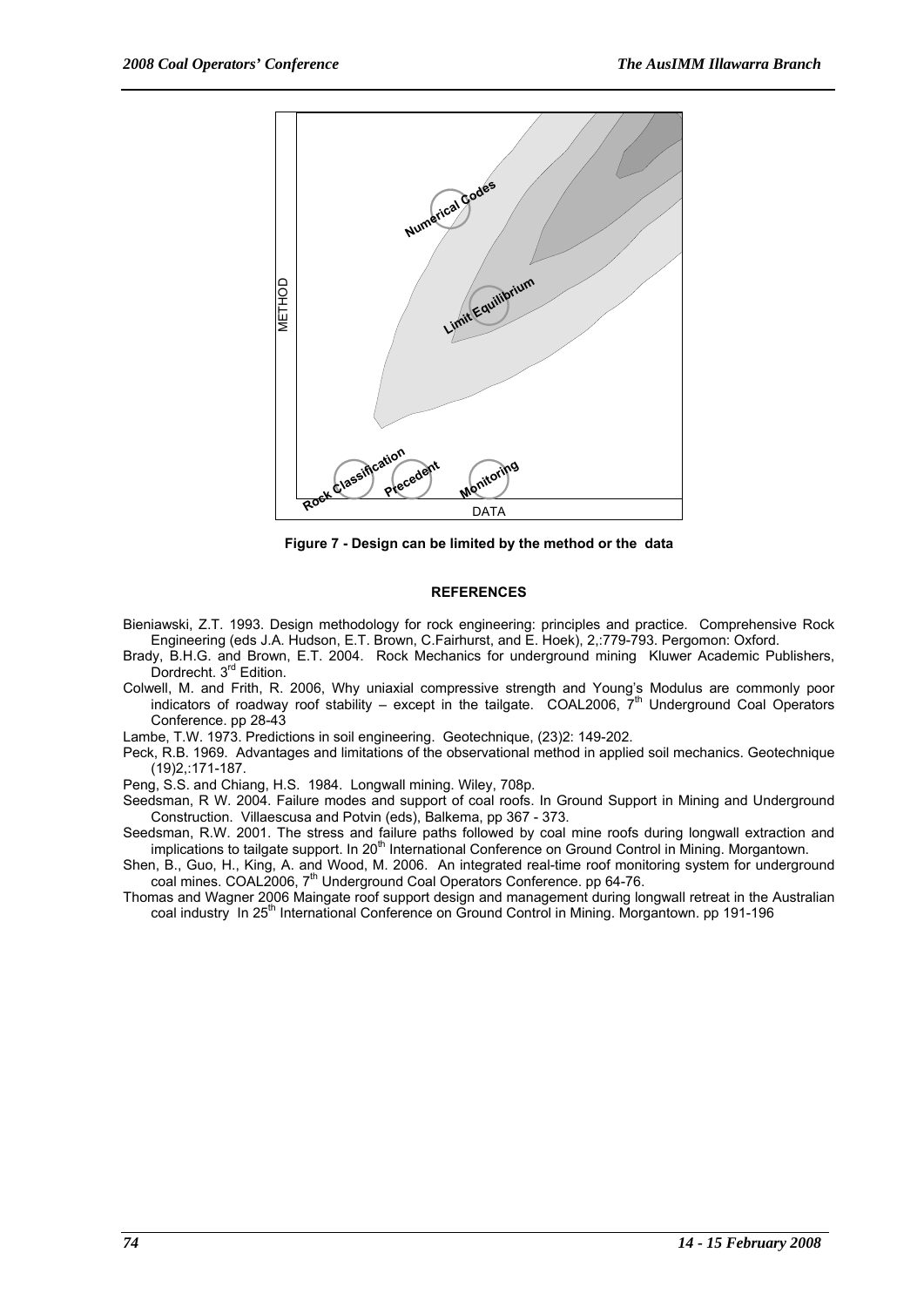METHOD

Numerical Codes

Limit Equilibrium

Rock Classification

Precedent

Monitoring

DATA

**Figure 7 - Design can be limited by the method or the data**

## REFERENCES

Bieniawski, Z.T. 1993. Design methodology for rock engineering: principles and practice. Comprehensive Rock Engineering (eds J.A. Hudson, E.T. Brown, C.Fairhurst, and E. Hoek), 2,:779-793. Pergomon: Oxford.

Brady, B.H.G. and Brown, E.T. 2004. Rock Mechanics for underground mining Kluwer Academic Publishers, Dordrecht. 3rd Edition.

Colwell, M. and Frith, R. 2006, Why uniaxial compressive strength and Young's Modulus are commonly poor indicators of roadway roof stability – except in the tailgate. COAL2006, 7th Underground Coal Operators Conference. pp 28-43

Lambe, T.W. 1973. Predictions in soil engineering. Geotechnique, (23)2: 149-202.

Peck, R.B. 1969. Advantages and limitations of the observational method in applied soil mechanics. Geotechnique (19)2,:171-187.

Peng, S.S. and Chiang, H.S. 1984. Longwall mining. Wiley, 708p.

Seedsman, R W. 2004. Failure modes and support of coal roofs. In Ground Support in Mining and Underground Construction. Villaescusa and Potvin (eds), Balkema, pp 367 - 373.

Seedsman, R.W. 2001. The stress and failure paths followed by coal mine roofs during longwall extraction and implications to tailgate support. In 20th International Conference on Ground Control in Mining. Morgantown.

Shen, B., Guo, H., King, A. and Wood, M. 2006. An integrated real-time roof monitoring system for underground coal mines. COAL2006, 7th Underground Coal Operators Conference. pp 64-76.

Thomas and Wagner 2006 Maingate roof support design and management during longwall retreat in the Australian coal industry In 25th International Conference on Ground Control in Mining. Morgantown. pp 191-196